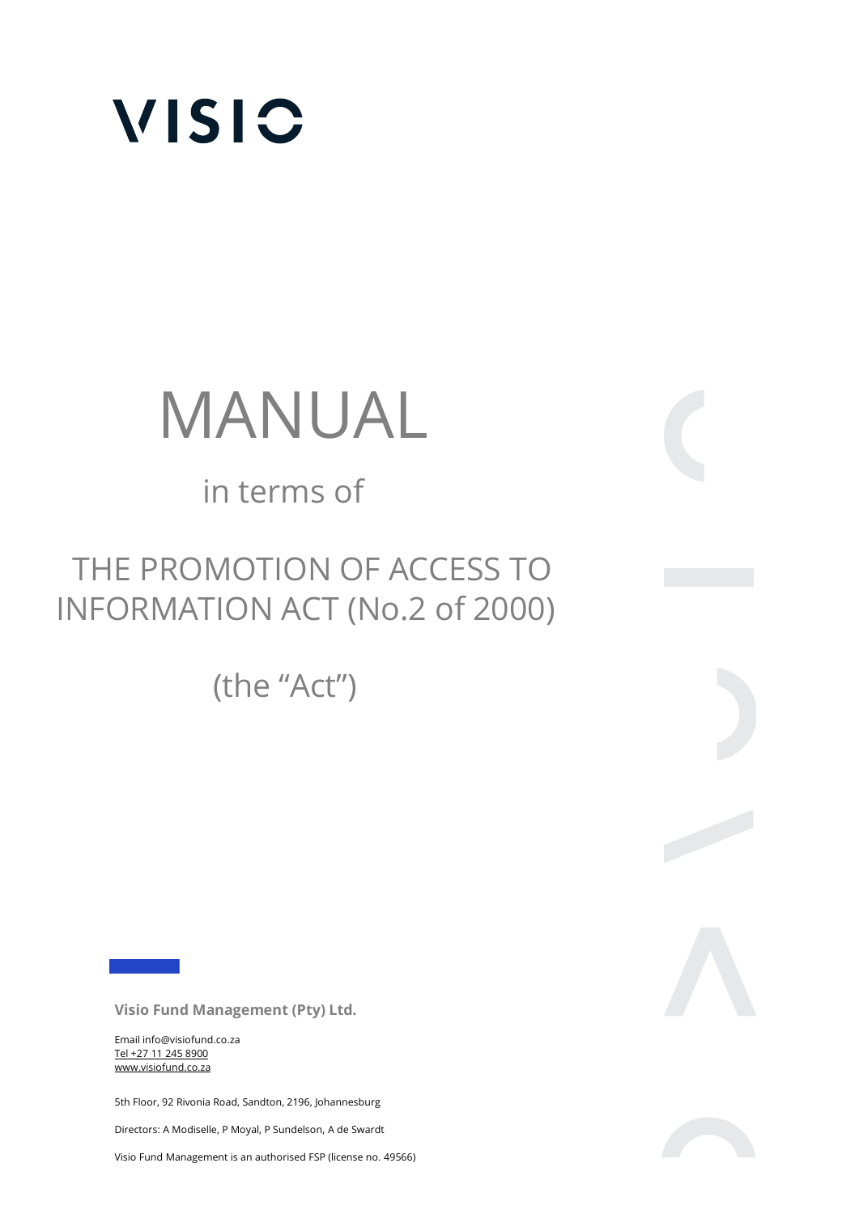VISIO

# MANUAL

in terms of

## THE PROMOTION OF ACCESS TO INFORMATION ACT (No.2 of 2000)

(the "Act")

**Visio Fund Management (Pty) Ltd.**

Email info@visiofund.co.za
Tel +27 11 245 8900
www.visiofund.co.za

5th Floor, 92 Rivonia Road, Sandton, 2196, Johannesburg

Directors: A Modiselle, P Moyal, P Sundelson, A de Swardt

Visio Fund Management is an authorised FSP (license no. 49566)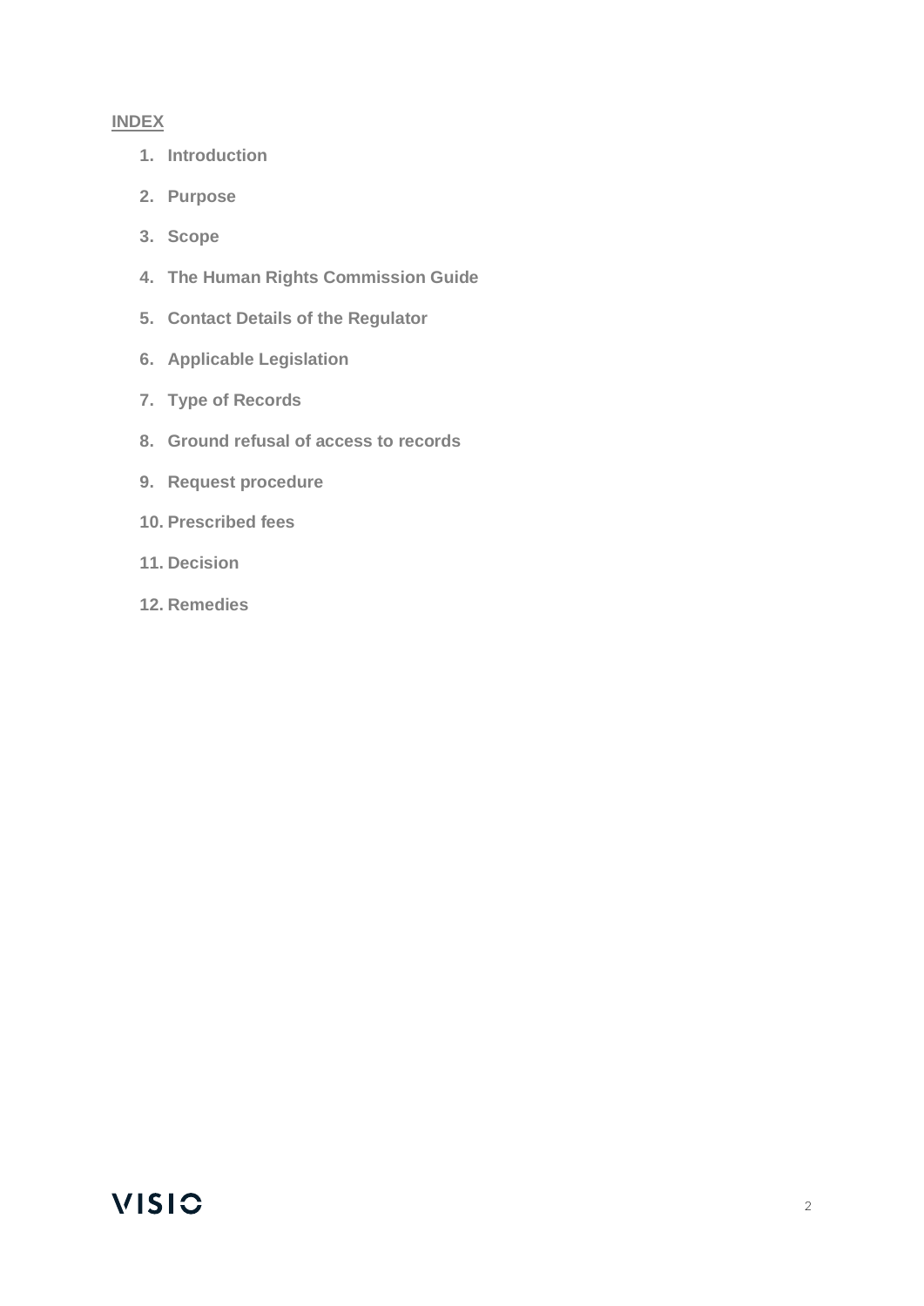**<u>INDEX</u>**

1. **Introduction**
2. **Purpose**
3. **Scope**
4. **The Human Rights Commission Guide**
5. **Contact Details of the Regulator**
6. **Applicable Legislation**
7. **Type of Records**
8. **Ground refusal of access to records**
9. **Request procedure**
10. **Prescribed fees**
11. **Decision**
12. **Remedies**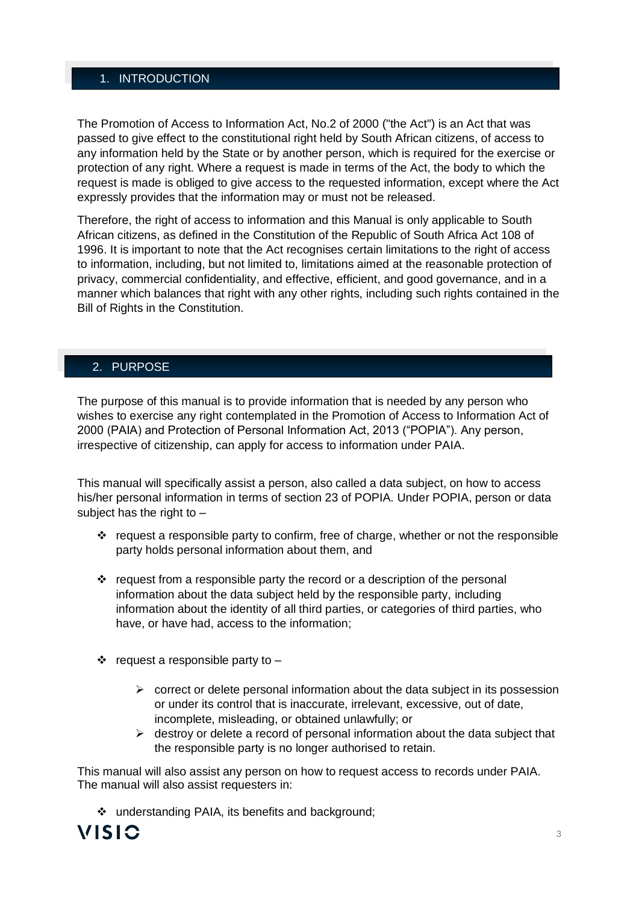## 1. INTRODUCTION

The Promotion of Access to Information Act, No.2 of 2000 ("the Act") is an Act that was passed to give effect to the constitutional right held by South African citizens, of access to any information held by the State or by another person, which is required for the exercise or protection of any right. Where a request is made in terms of the Act, the body to which the request is made is obliged to give access to the requested information, except where the Act expressly provides that the information may or must not be released.

Therefore, the right of access to information and this Manual is only applicable to South African citizens, as defined in the Constitution of the Republic of South Africa Act 108 of 1996. It is important to note that the Act recognises certain limitations to the right of access to information, including, but not limited to, limitations aimed at the reasonable protection of privacy, commercial confidentiality, and effective, efficient, and good governance, and in a manner which balances that right with any other rights, including such rights contained in the Bill of Rights in the Constitution.

## 2. PURPOSE

The purpose of this manual is to provide information that is needed by any person who wishes to exercise any right contemplated in the Promotion of Access to Information Act of 2000 (PAIA) and Protection of Personal Information Act, 2013 ("POPIA"). Any person, irrespective of citizenship, can apply for access to information under PAIA.

This manual will specifically assist a person, also called a data subject, on how to access his/her personal information in terms of section 23 of POPIA. Under POPIA, person or data subject has the right to –

- request a responsible party to confirm, free of charge, whether or not the responsible party holds personal information about them, and
- request from a responsible party the record or a description of the personal information about the data subject held by the responsible party, including information about the identity of all third parties, or categories of third parties, who have, or have had, access to the information;
- request a responsible party to –
  - correct or delete personal information about the data subject in its possession or under its control that is inaccurate, irrelevant, excessive, out of date, incomplete, misleading, or obtained unlawfully; or
  - destroy or delete a record of personal information about the data subject that the responsible party is no longer authorised to retain.

This manual will also assist any person on how to request access to records under PAIA. The manual will also assist requesters in:

- understanding PAIA, its benefits and background;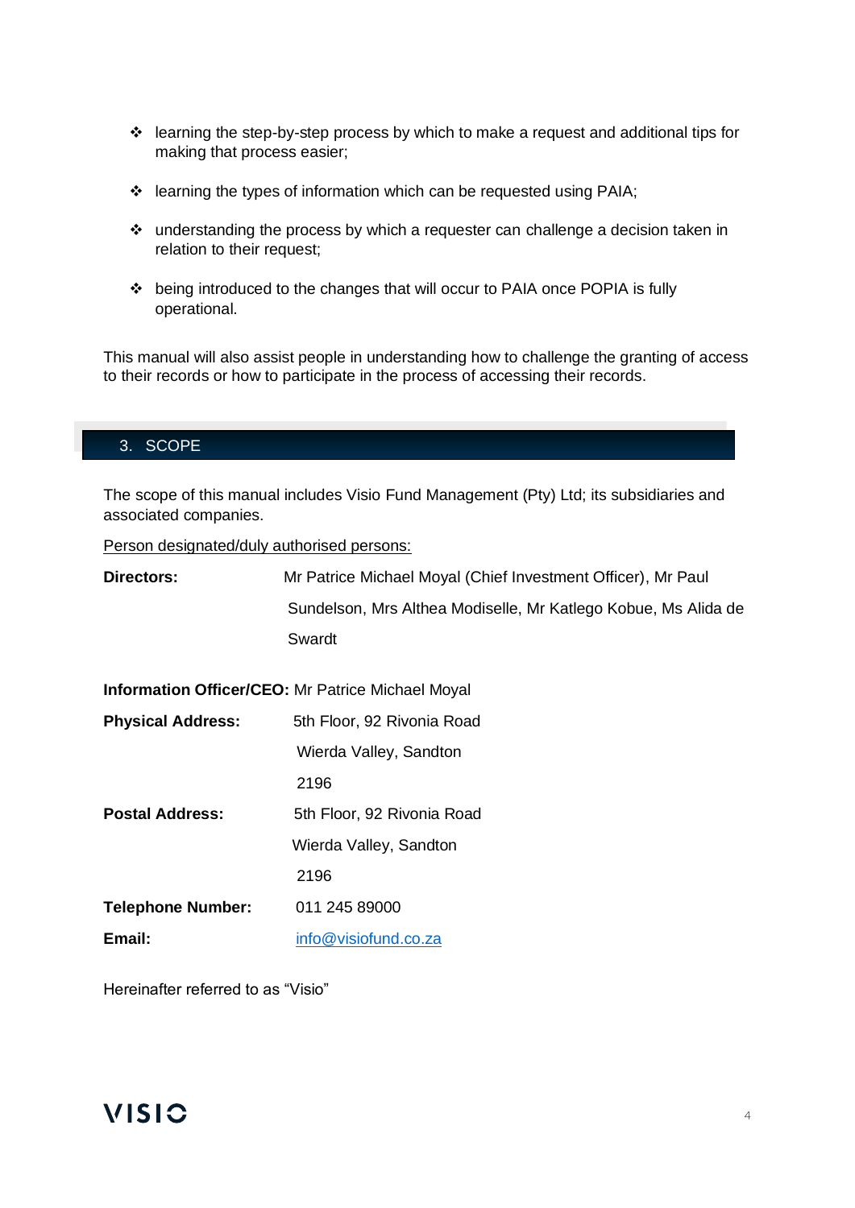- learning the step-by-step process by which to make a request and additional tips for making that process easier;
- learning the types of information which can be requested using PAIA;
- understanding the process by which a requester can challenge a decision taken in relation to their request;
- being introduced to the changes that will occur to PAIA once POPIA is fully operational.

This manual will also assist people in understanding how to challenge the granting of access to their records or how to participate in the process of accessing their records.

## 3. SCOPE

The scope of this manual includes Visio Fund Management (Pty) Ltd; its subsidiaries and associated companies.

Person designated/duly authorised persons:

**Directors:** Mr Patrice Michael Moyal (Chief Investment Officer), Mr Paul Sundelson, Mrs Althea Modiselle, Mr Katlego Kobue, Ms Alida de Swardt

**Information Officer/CEO:** Mr Patrice Michael Moyal

**Physical Address:** 5th Floor, 92 Rivonia Road
Wierda Valley, Sandton
2196

**Postal Address:** 5th Floor, 92 Rivonia Road
Wierda Valley, Sandton
2196

**Telephone Number:** 011 245 89000

**Email:** info@visiofund.co.za

Hereinafter referred to as "Visio"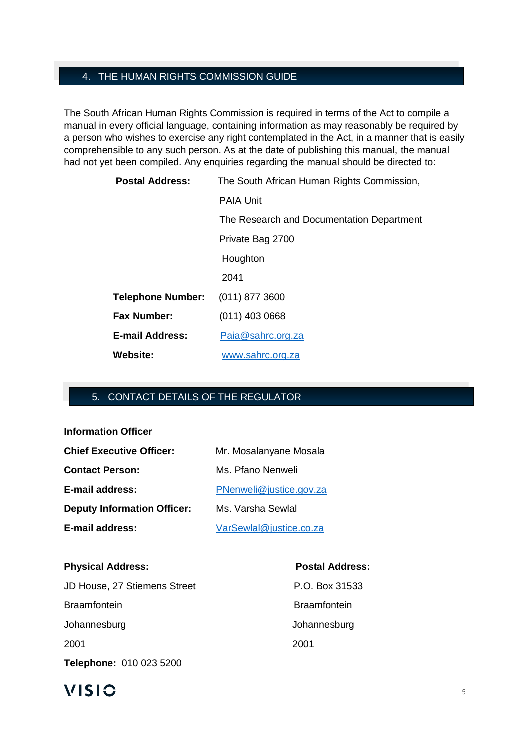## 4. THE HUMAN RIGHTS COMMISSION GUIDE

The South African Human Rights Commission is required in terms of the Act to compile a manual in every official language, containing information as may reasonably be required by a person who wishes to exercise any right contemplated in the Act, in a manner that is easily comprehensible to any such person. As at the date of publishing this manual, the manual had not yet been compiled. Any enquiries regarding the manual should be directed to:

**Postal Address:** The South African Human Rights Commission,
PAIA Unit
The Research and Documentation Department
Private Bag 2700
Houghton
2041

**Telephone Number:** (011) 877 3600

**Fax Number:** (011) 403 0668

**E-mail Address:** Paia@sahrc.org.za

**Website:** www.sahrc.org.za

## 5. CONTACT DETAILS OF THE REGULATOR

**Information Officer**

**Chief Executive Officer:** Mr. Mosalanyane Mosala

**Contact Person:** Ms. Pfano Nenweli

**E-mail address:** PNenweli@justice.gov.za

**Deputy Information Officer:** Ms. Varsha Sewlal

**E-mail address:** VarSewlal@justice.co.za

**Physical Address:**
JD House, 27 Stiemens Street
Braamfontein
Johannesburg
2001

**Postal Address:**
P.O. Box 31533
Braamfontein
Johannesburg
2001

**Telephone:** 010 023 5200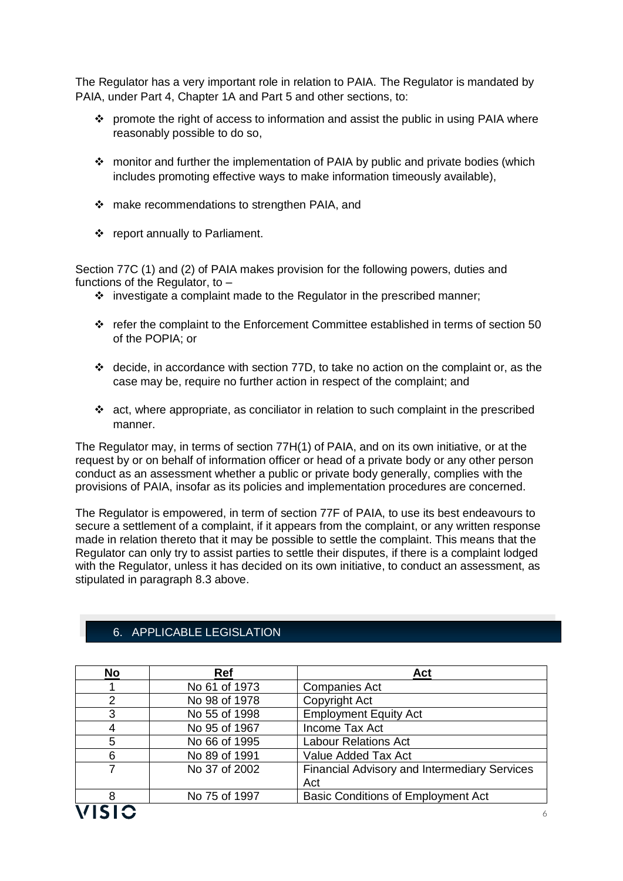The Regulator has a very important role in relation to PAIA. The Regulator is mandated by PAIA, under Part 4, Chapter 1A and Part 5 and other sections, to:

- promote the right of access to information and assist the public in using PAIA where reasonably possible to do so,
- monitor and further the implementation of PAIA by public and private bodies (which includes promoting effective ways to make information timeously available),
- make recommendations to strengthen PAIA, and
- report annually to Parliament.

Section 77C (1) and (2) of PAIA makes provision for the following powers, duties and functions of the Regulator, to –

- investigate a complaint made to the Regulator in the prescribed manner;
- refer the complaint to the Enforcement Committee established in terms of section 50 of the POPIA; or
- decide, in accordance with section 77D, to take no action on the complaint or, as the case may be, require no further action in respect of the complaint; and
- act, where appropriate, as conciliator in relation to such complaint in the prescribed manner.

The Regulator may, in terms of section 77H(1) of PAIA, and on its own initiative, or at the request by or on behalf of information officer or head of a private body or any other person conduct as an assessment whether a public or private body generally, complies with the provisions of PAIA, insofar as its policies and implementation procedures are concerned.

The Regulator is empowered, in term of section 77F of PAIA, to use its best endeavours to secure a settlement of a complaint, if it appears from the complaint, or any written response made in relation thereto that it may be possible to settle the complaint. This means that the Regulator can only try to assist parties to settle their disputes, if there is a complaint lodged with the Regulator, unless it has decided on its own initiative, to conduct an assessment, as stipulated in paragraph 8.3 above.

## 6. APPLICABLE LEGISLATION

| No | Ref | Act |
|---|---|---|
| 1 | No 61 of 1973 | Companies Act |
| 2 | No 98 of 1978 | Copyright Act |
| 3 | No 55 of 1998 | Employment Equity Act |
| 4 | No 95 of 1967 | Income Tax Act |
| 5 | No 66 of 1995 | Labour Relations Act |
| 6 | No 89 of 1991 | Value Added Tax Act |
| 7 | No 37 of 2002 | Financial Advisory and Intermediary Services Act |
| 8 | No 75 of 1997 | Basic Conditions of Employment Act |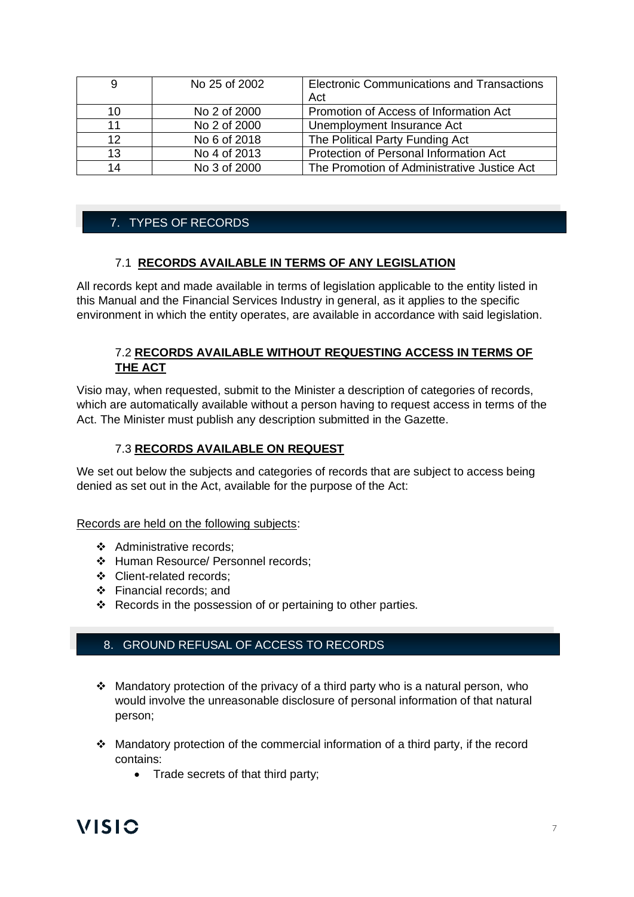| 9 | No 25 of 2002 | Electronic Communications and Transactions Act |
|---|---|---|
| 10 | No 2 of 2000 | Promotion of Access of Information Act |
| 11 | No 2 of 2000 | Unemployment Insurance Act |
| 12 | No 6 of 2018 | The Political Party Funding Act |
| 13 | No 4 of 2013 | Protection of Personal Information Act |
| 14 | No 3 of 2000 | The Promotion of Administrative Justice Act |

## 7. TYPES OF RECORDS

### 7.1 **<u>RECORDS AVAILABLE IN TERMS OF ANY LEGISLATION</u>**

All records kept and made available in terms of legislation applicable to the entity listed in this Manual and the Financial Services Industry in general, as it applies to the specific environment in which the entity operates, are available in accordance with said legislation.

### 7.2 **<u>RECORDS AVAILABLE WITHOUT REQUESTING ACCESS IN TERMS OF THE ACT</u>**

Visio may, when requested, submit to the Minister a description of categories of records, which are automatically available without a person having to request access in terms of the Act. The Minister must publish any description submitted in the Gazette.

### 7.3 **<u>RECORDS AVAILABLE ON REQUEST</u>**

We set out below the subjects and categories of records that are subject to access being denied as set out in the Act, available for the purpose of the Act:

<u>Records are held on the following subjects</u>:

- Administrative records;
- Human Resource/ Personnel records;
- Client-related records;
- Financial records; and
- Records in the possession of or pertaining to other parties.

## 8. GROUND REFUSAL OF ACCESS TO RECORDS

- Mandatory protection of the privacy of a third party who is a natural person, who would involve the unreasonable disclosure of personal information of that natural person;

- Mandatory protection of the commercial information of a third party, if the record contains:
  - Trade secrets of that third party;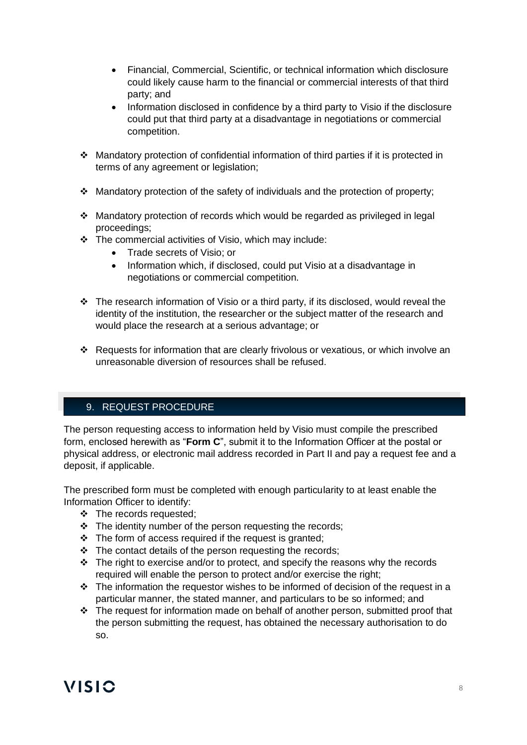- Financial, Commercial, Scientific, or technical information which disclosure could likely cause harm to the financial or commercial interests of that third party; and
- Information disclosed in confidence by a third party to Visio if the disclosure could put that third party at a disadvantage in negotiations or commercial competition.

- Mandatory protection of confidential information of third parties if it is protected in terms of any agreement or legislation;
- Mandatory protection of the safety of individuals and the protection of property;
- Mandatory protection of records which would be regarded as privileged in legal proceedings;
- The commercial activities of Visio, which may include:
  - Trade secrets of Visio; or
  - Information which, if disclosed, could put Visio at a disadvantage in negotiations or commercial competition.
- The research information of Visio or a third party, if its disclosed, would reveal the identity of the institution, the researcher or the subject matter of the research and would place the research at a serious advantage; or
- Requests for information that are clearly frivolous or vexatious, or which involve an unreasonable diversion of resources shall be refused.

## 9. REQUEST PROCEDURE

The person requesting access to information held by Visio must compile the prescribed form, enclosed herewith as "**Form C**", submit it to the Information Officer at the postal or physical address, or electronic mail address recorded in Part II and pay a request fee and a deposit, if applicable.

The prescribed form must be completed with enough particularity to at least enable the Information Officer to identify:

- The records requested;
- The identity number of the person requesting the records;
- The form of access required if the request is granted;
- The contact details of the person requesting the records;
- The right to exercise and/or to protect, and specify the reasons why the records required will enable the person to protect and/or exercise the right;
- The information the requestor wishes to be informed of decision of the request in a particular manner, the stated manner, and particulars to be so informed; and
- The request for information made on behalf of another person, submitted proof that the person submitting the request, has obtained the necessary authorisation to do so.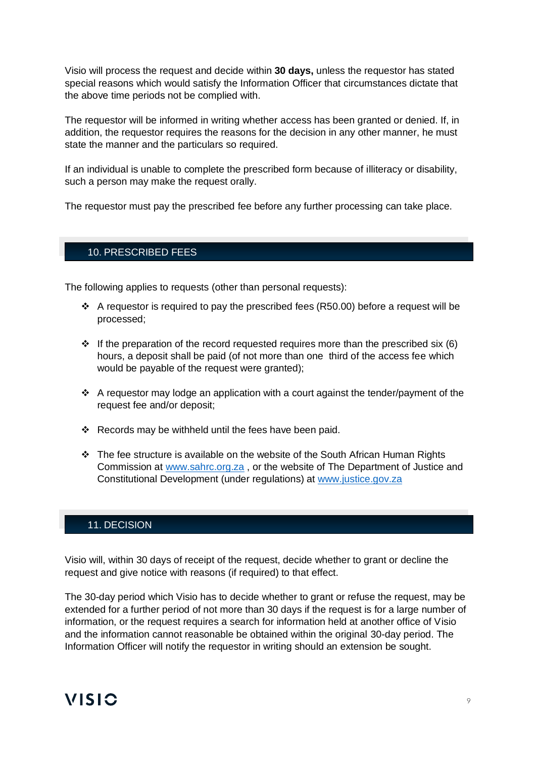Visio will process the request and decide within **30 days,** unless the requestor has stated special reasons which would satisfy the Information Officer that circumstances dictate that the above time periods not be complied with.

The requestor will be informed in writing whether access has been granted or denied. If, in addition, the requestor requires the reasons for the decision in any other manner, he must state the manner and the particulars so required.

If an individual is unable to complete the prescribed form because of illiteracy or disability, such a person may make the request orally.

The requestor must pay the prescribed fee before any further processing can take place.

## 10. PRESCRIBED FEES

The following applies to requests (other than personal requests):

- A requestor is required to pay the prescribed fees (R50.00) before a request will be processed;
- If the preparation of the record requested requires more than the prescribed six (6) hours, a deposit shall be paid (of not more than one third of the access fee which would be payable of the request were granted);
- A requestor may lodge an application with a court against the tender/payment of the request fee and/or deposit;
- Records may be withheld until the fees have been paid.
- The fee structure is available on the website of the South African Human Rights Commission at www.sahrc.org.za , or the website of The Department of Justice and Constitutional Development (under regulations) at www.justice.gov.za

## 11. DECISION

Visio will, within 30 days of receipt of the request, decide whether to grant or decline the request and give notice with reasons (if required) to that effect.

The 30-day period which Visio has to decide whether to grant or refuse the request, may be extended for a further period of not more than 30 days if the request is for a large number of information, or the request requires a search for information held at another office of Visio and the information cannot reasonable be obtained within the original 30-day period. The Information Officer will notify the requestor in writing should an extension be sought.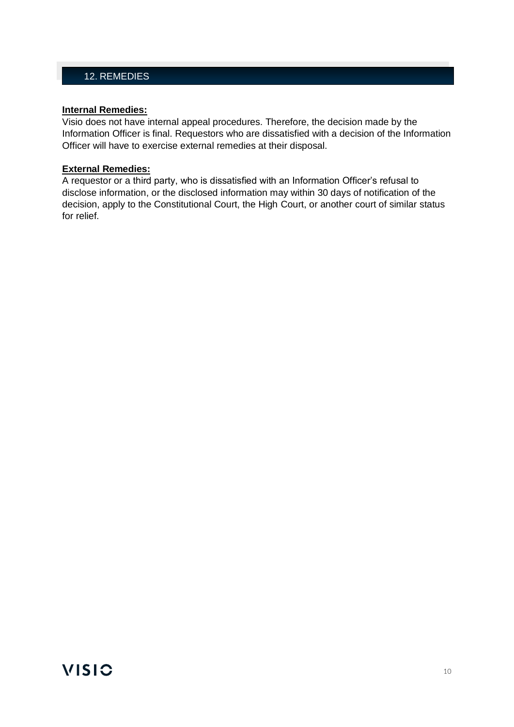## 12. REMEDIES

**Internal Remedies:**

Visio does not have internal appeal procedures. Therefore, the decision made by the Information Officer is final. Requestors who are dissatisfied with a decision of the Information Officer will have to exercise external remedies at their disposal.

**External Remedies:**

A requestor or a third party, who is dissatisfied with an Information Officer's refusal to disclose information, or the disclosed information may within 30 days of notification of the decision, apply to the Constitutional Court, the High Court, or another court of similar status for relief.